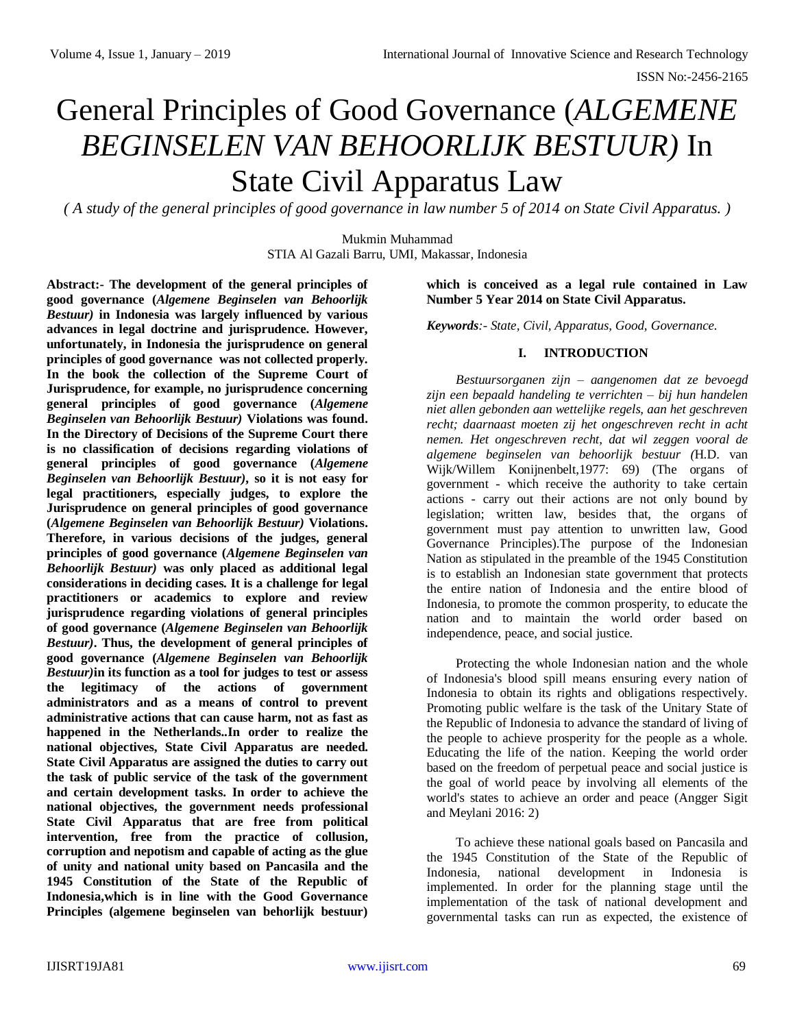# General Principles of Good Governance (*ALGEMENE BEGINSELEN VAN BEHOORLIJK BESTUUR)* In State Civil Apparatus Law

*( A study of the general principles of good governance in law number 5 of 2014 on State Civil Apparatus. )*

Mukmin Muhammad
STIA Al Gazali Barru, UMI, Makassar, Indonesia

**Abstract:- The development of the general principles of good governance (*Algemene Beginselen van Behoorlijk Bestuur)* in Indonesia was largely influenced by various advances in legal doctrine and jurisprudence. However, unfortunately, in Indonesia the jurisprudence on general principles of good governance was not collected properly. In the book the collection of the Supreme Court of Jurisprudence, for example, no jurisprudence concerning general principles of good governance (*Algemene Beginselen van Behoorlijk Bestuur)* Violations was found. In the Directory of Decisions of the Supreme Court there is no classification of decisions regarding violations of general principles of good governance (*Algemene Beginselen van Behoorlijk Bestuur)*, so it is not easy for legal practitioners, especially judges, to explore the Jurisprudence on general principles of good governance (*Algemene Beginselen van Behoorlijk Bestuur)* Violations. Therefore, in various decisions of the judges, general principles of good governance (*Algemene Beginselen van Behoorlijk Bestuur)* was only placed as additional legal considerations in deciding cases. It is a challenge for legal practitioners or academics to explore and review jurisprudence regarding violations of general principles of good governance (*Algemene Beginselen van Behoorlijk Bestuur)*. Thus, the development of general principles of good governance (*Algemene Beginselen van Behoorlijk Bestuur)*in its function as a tool for judges to test or assess the legitimacy of the actions of government administrators and as a means of control to prevent administrative actions that can cause harm, not as fast as happened in the Netherlands..In order to realize the national objectives, State Civil Apparatus are needed. State Civil Apparatus are assigned the duties to carry out the task of public service of the task of the government and certain development tasks. In order to achieve the national objectives, the government needs professional State Civil Apparatus that are free from political intervention, free from the practice of collusion, corruption and nepotism and capable of acting as the glue of unity and national unity based on Pancasila and the 1945 Constitution of the State of the Republic of Indonesia,which is in line with the Good Governance Principles (algemene beginselen van behorlijk bestuur) which is conceived as a legal rule contained in Law Number 5 Year 2014 on State Civil Apparatus.**

***Keywords****:- State, Civil, Apparatus, Good, Governance.*

## I. INTRODUCTION

*Bestuursorganen zijn – aangenomen dat ze bevoegd zijn een bepaald handeling te verrichten – bij hun handelen niet allen gebonden aan wettelijke regels, aan het geschreven recht; daarnaast moeten zij het ongeschreven recht in acht nemen. Het ongeschreven recht, dat wil zeggen vooral de algemene beginselen van behoorlijk bestuur (*H.D. van Wijk/Willem Konijnenbelt,1977: 69) (The organs of government - which receive the authority to take certain actions - carry out their actions are not only bound by legislation; written law, besides that, the organs of government must pay attention to unwritten law, Good Governance Principles).The purpose of the Indonesian Nation as stipulated in the preamble of the 1945 Constitution is to establish an Indonesian state government that protects the entire nation of Indonesia and the entire blood of Indonesia, to promote the common prosperity, to educate the nation and to maintain the world order based on independence, peace, and social justice.

Protecting the whole Indonesian nation and the whole of Indonesia's blood spill means ensuring every nation of Indonesia to obtain its rights and obligations respectively. Promoting public welfare is the task of the Unitary State of the Republic of Indonesia to advance the standard of living of the people to achieve prosperity for the people as a whole. Educating the life of the nation. Keeping the world order based on the freedom of perpetual peace and social justice is the goal of world peace by involving all elements of the world's states to achieve an order and peace (Angger Sigit and Meylani 2016: 2)

To achieve these national goals based on Pancasila and the 1945 Constitution of the State of the Republic of Indonesia, national development in Indonesia is implemented. In order for the planning stage until the implementation of the task of national development and governmental tasks can run as expected, the existence of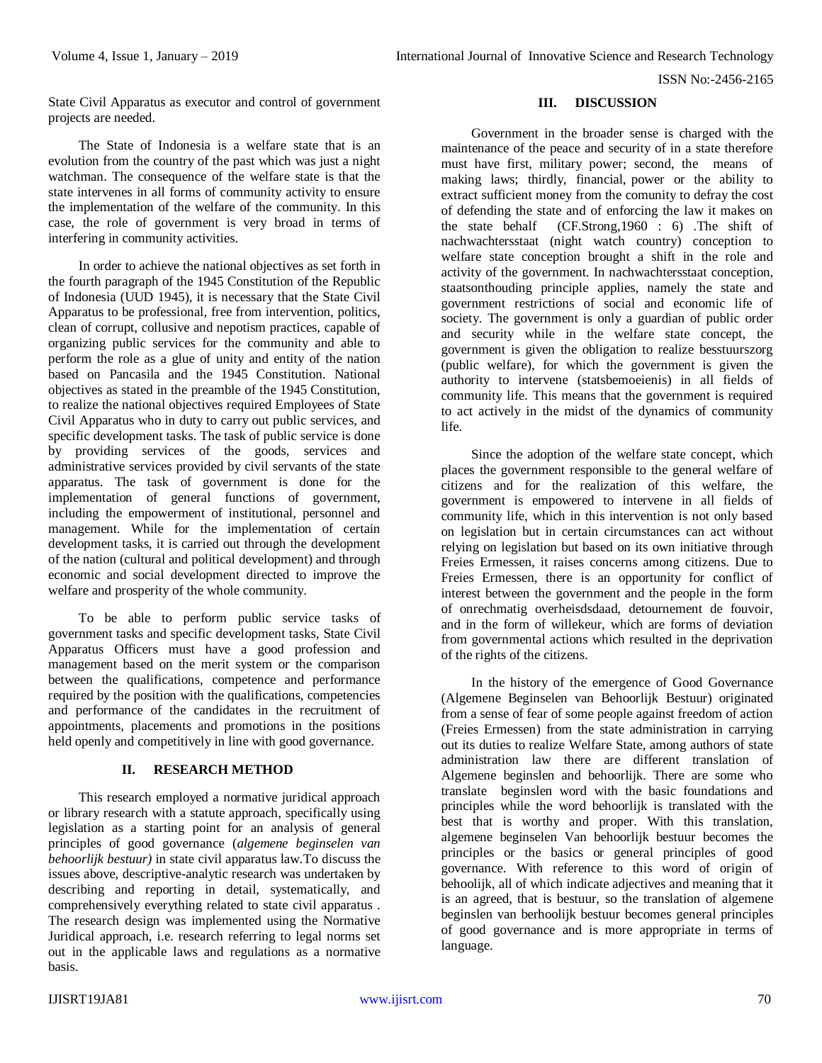State Civil Apparatus as executor and control of government projects are needed.

The State of Indonesia is a welfare state that is an evolution from the country of the past which was just a night watchman. The consequence of the welfare state is that the state intervenes in all forms of community activity to ensure the implementation of the welfare of the community. In this case, the role of government is very broad in terms of interfering in community activities.

In order to achieve the national objectives as set forth in the fourth paragraph of the 1945 Constitution of the Republic of Indonesia (UUD 1945), it is necessary that the State Civil Apparatus to be professional, free from intervention, politics, clean of corrupt, collusive and nepotism practices, capable of organizing public services for the community and able to perform the role as a glue of unity and entity of the nation based on Pancasila and the 1945 Constitution. National objectives as stated in the preamble of the 1945 Constitution, to realize the national objectives required Employees of State Civil Apparatus who in duty to carry out public services, and specific development tasks. The task of public service is done by providing services of the goods, services and administrative services provided by civil servants of the state apparatus. The task of government is done for the implementation of general functions of government, including the empowerment of institutional, personnel and management. While for the implementation of certain development tasks, it is carried out through the development of the nation (cultural and political development) and through economic and social development directed to improve the welfare and prosperity of the whole community.

To be able to perform public service tasks of government tasks and specific development tasks, State Civil Apparatus Officers must have a good profession and management based on the merit system or the comparison between the qualifications, competence and performance required by the position with the qualifications, competencies and performance of the candidates in the recruitment of appointments, placements and promotions in the positions held openly and competitively in line with good governance.

## II. RESEARCH METHOD

This research employed a normative juridical approach or library research with a statute approach, specifically using legislation as a starting point for an analysis of general principles of good governance (*algemene beginselen van behoorlijk bestuur)* in state civil apparatus law.To discuss the issues above, descriptive-analytic research was undertaken by describing and reporting in detail, systematically, and comprehensively everything related to state civil apparatus . The research design was implemented using the Normative Juridical approach, i.e. research referring to legal norms set out in the applicable laws and regulations as a normative basis.

## III. DISCUSSION

Government in the broader sense is charged with the maintenance of the peace and security of in a state therefore must have first, military power; second, the means of making laws; thirdly, financial, power or the ability to extract sufficient money from the comunity to defray the cost of defending the state and of enforcing the law it makes on the state behalf (CF.Strong,1960 : 6) .The shift of nachwachtersstaat (night watch country) conception to welfare state conception brought a shift in the role and activity of the government. In nachwachtersstaat conception, staatsonthouding principle applies, namely the state and government restrictions of social and economic life of society. The government is only a guardian of public order and security while in the welfare state concept, the government is given the obligation to realize besstuurszorg (public welfare), for which the government is given the authority to intervene (statsbemoeienis) in all fields of community life. This means that the government is required to act actively in the midst of the dynamics of community life.

Since the adoption of the welfare state concept, which places the government responsible to the general welfare of citizens and for the realization of this welfare, the government is empowered to intervene in all fields of community life, which in this intervention is not only based on legislation but in certain circumstances can act without relying on legislation but based on its own initiative through Freies Ermessen, it raises concerns among citizens. Due to Freies Ermessen, there is an opportunity for conflict of interest between the government and the people in the form of onrechmatig overheisdsdaad, detournement de fouvoir, and in the form of willekeur, which are forms of deviation from governmental actions which resulted in the deprivation of the rights of the citizens.

In the history of the emergence of Good Governance (Algemene Beginselen van Behoorlijk Bestuur) originated from a sense of fear of some people against freedom of action (Freies Ermessen) from the state administration in carrying out its duties to realize Welfare State, among authors of state administration law there are different translation of Algemene beginslen and behoorlijk. There are some who translate beginslen word with the basic foundations and principles while the word behoorlijk is translated with the best that is worthy and proper. With this translation, algemene beginselen Van behoorlijk bestuur becomes the principles or the basics or general principles of good governance. With reference to this word of origin of behoolijk, all of which indicate adjectives and meaning that it is an agreed, that is bestuur, so the translation of algemene beginslen van berhoolijk bestuur becomes general principles of good governance and is more appropriate in terms of language.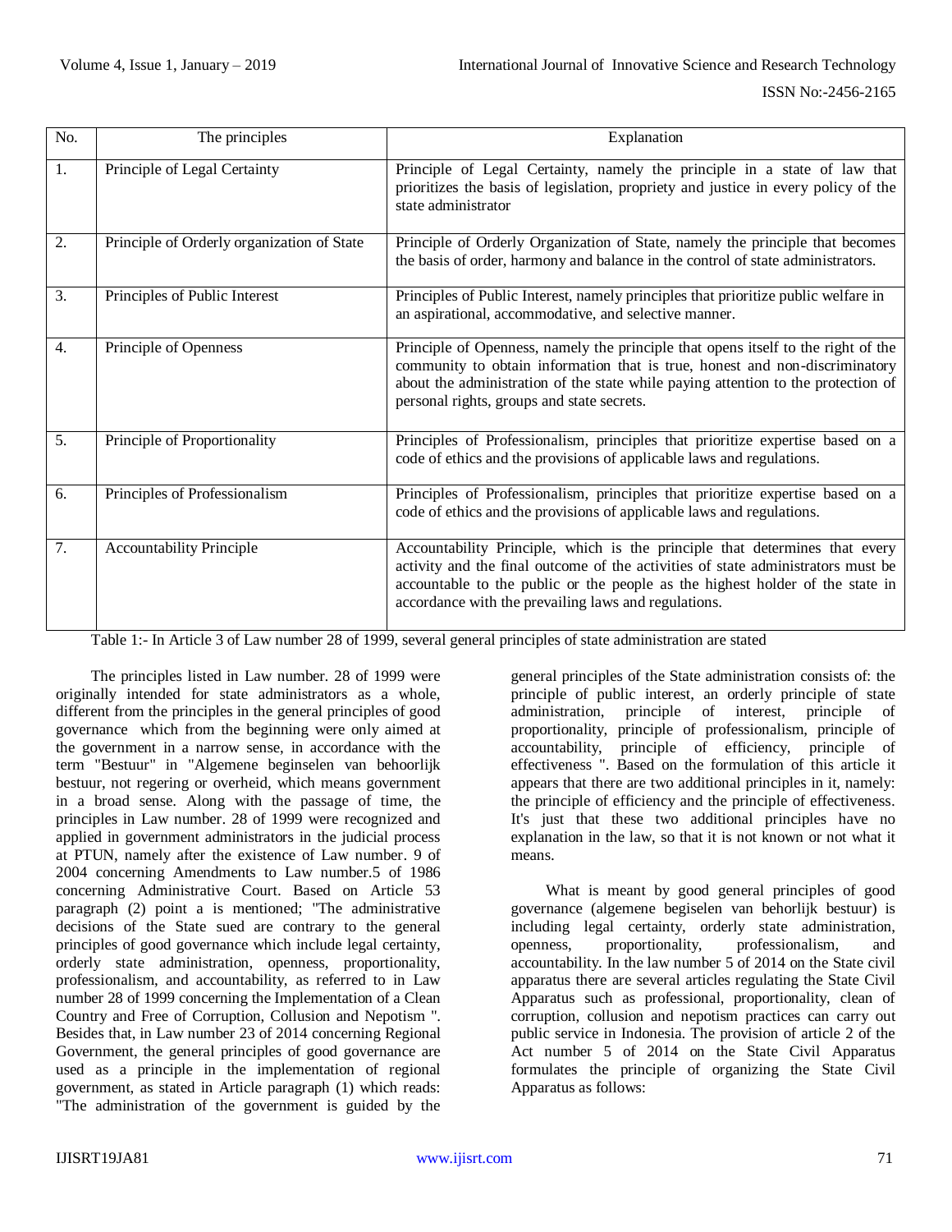| No. | The principles | Explanation |
|---|---|---|
| 1. | Principle of Legal Certainty | Principle of Legal Certainty, namely the principle in a state of law that prioritizes the basis of legislation, propriety and justice in every policy of the state administrator |
| 2. | Principle of Orderly organization of State | Principle of Orderly Organization of State, namely the principle that becomes the basis of order, harmony and balance in the control of state administrators. |
| 3. | Principles of Public Interest | Principles of Public Interest, namely principles that prioritize public welfare in an aspirational, accommodative, and selective manner. |
| 4. | Principle of Openness | Principle of Openness, namely the principle that opens itself to the right of the community to obtain information that is true, honest and non-discriminatory about the administration of the state while paying attention to the protection of personal rights, groups and state secrets. |
| 5. | Principle of Proportionality | Principles of Professionalism, principles that prioritize expertise based on a code of ethics and the provisions of applicable laws and regulations. |
| 6. | Principles of Professionalism | Principles of Professionalism, principles that prioritize expertise based on a code of ethics and the provisions of applicable laws and regulations. |
| 7. | Accountability Principle | Accountability Principle, which is the principle that determines that every activity and the final outcome of the activities of state administrators must be accountable to the public or the people as the highest holder of the state in accordance with the prevailing laws and regulations. |

Table 1:- In Article 3 of Law number 28 of 1999, several general principles of state administration are stated

The principles listed in Law number. 28 of 1999 were originally intended for state administrators as a whole, different from the principles in the general principles of good governance which from the beginning were only aimed at the government in a narrow sense, in accordance with the term "Bestuur" in "Algemene beginselen van behoorlijk bestuur, not regering or overheid, which means government in a broad sense. Along with the passage of time, the principles in Law number. 28 of 1999 were recognized and applied in government administrators in the judicial process at PTUN, namely after the existence of Law number. 9 of 2004 concerning Amendments to Law number.5 of 1986 concerning Administrative Court. Based on Article 53 paragraph (2) point a is mentioned; "The administrative decisions of the State sued are contrary to the general principles of good governance which include legal certainty, orderly state administration, openness, proportionality, professionalism, and accountability, as referred to in Law number 28 of 1999 concerning the Implementation of a Clean Country and Free of Corruption, Collusion and Nepotism ". Besides that, in Law number 23 of 2014 concerning Regional Government, the general principles of good governance are used as a principle in the implementation of regional government, as stated in Article paragraph (1) which reads: "The administration of the government is guided by the general principles of the State administration consists of: the principle of public interest, an orderly principle of state administration, principle of interest, principle of proportionality, principle of professionalism, principle of accountability, principle of efficiency, principle of effectiveness ". Based on the formulation of this article it appears that there are two additional principles in it, namely: the principle of efficiency and the principle of effectiveness. It's just that these two additional principles have no explanation in the law, so that it is not known or not what it means.

What is meant by good general principles of good governance (algemene begiselen van behorlijk bestuur) is including legal certainty, orderly state administration, openness, proportionality, professionalism, and accountability. In the law number 5 of 2014 on the State civil apparatus there are several articles regulating the State Civil Apparatus such as professional, proportionality, clean of corruption, collusion and nepotism practices can carry out public service in Indonesia. The provision of article 2 of the Act number 5 of 2014 on the State Civil Apparatus formulates the principle of organizing the State Civil Apparatus as follows: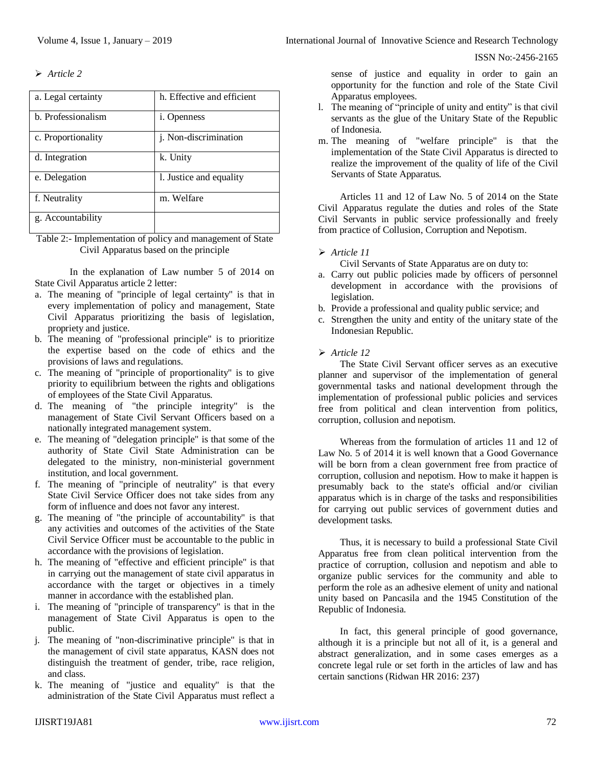➢ *Article 2*

| a. Legal certainty | h. Effective and efficient |
|---|---|
| b. Professionalism | i. Openness |
| c. Proportionality | j. Non-discrimination |
| d. Integration | k. Unity |
| e. Delegation | l. Justice and equality |
| f. Neutrality | m. Welfare |
| g. Accountability | |

Table 2:- Implementation of policy and management of State Civil Apparatus based on the principle

In the explanation of Law number 5 of 2014 on State Civil Apparatus article 2 letter:

a. The meaning of "principle of legal certainty" is that in every implementation of policy and management, State Civil Apparatus prioritizing the basis of legislation, propriety and justice.
b. The meaning of "professional principle" is to prioritize the expertise based on the code of ethics and the provisions of laws and regulations.
c. The meaning of "principle of proportionality" is to give priority to equilibrium between the rights and obligations of employees of the State Civil Apparatus.
d. The meaning of "the principle integrity" is the management of State Civil Servant Officers based on a nationally integrated management system.
e. The meaning of "delegation principle" is that some of the authority of State Civil State Administration can be delegated to the ministry, non-ministerial government institution, and local government.
f. The meaning of "principle of neutrality" is that every State Civil Service Officer does not take sides from any form of influence and does not favor any interest.
g. The meaning of "the principle of accountability" is that any activities and outcomes of the activities of the State Civil Service Officer must be accountable to the public in accordance with the provisions of legislation.
h. The meaning of "effective and efficient principle" is that in carrying out the management of state civil apparatus in accordance with the target or objectives in a timely manner in accordance with the established plan.
i. The meaning of "principle of transparency" is that in the management of State Civil Apparatus is open to the public.
j. The meaning of "non-discriminative principle" is that in the management of civil state apparatus, KASN does not distinguish the treatment of gender, tribe, race religion, and class.
k. The meaning of "justice and equality" is that the administration of the State Civil Apparatus must reflect a sense of justice and equality in order to gain an opportunity for the function and role of the State Civil Apparatus employees.
l. The meaning of "principle of unity and entity" is that civil servants as the glue of the Unitary State of the Republic of Indonesia.
m. The meaning of "welfare principle" is that the implementation of the State Civil Apparatus is directed to realize the improvement of the quality of life of the Civil Servants of State Apparatus.

Articles 11 and 12 of Law No. 5 of 2014 on the State Civil Apparatus regulate the duties and roles of the State Civil Servants in public service professionally and freely from practice of Collusion, Corruption and Nepotism.

➢ *Article 11*

Civil Servants of State Apparatus are on duty to:

a. Carry out public policies made by officers of personnel development in accordance with the provisions of legislation.
b. Provide a professional and quality public service; and
c. Strengthen the unity and entity of the unitary state of the Indonesian Republic.

➢ *Article 12*

The State Civil Servant officer serves as an executive planner and supervisor of the implementation of general governmental tasks and national development through the implementation of professional public policies and services free from political and clean intervention from politics, corruption, collusion and nepotism.

Whereas from the formulation of articles 11 and 12 of Law No. 5 of 2014 it is well known that a Good Governance will be born from a clean government free from practice of corruption, collusion and nepotism. How to make it happen is presumably back to the state's official and/or civilian apparatus which is in charge of the tasks and responsibilities for carrying out public services of government duties and development tasks.

Thus, it is necessary to build a professional State Civil Apparatus free from clean political intervention from the practice of corruption, collusion and nepotism and able to organize public services for the community and able to perform the role as an adhesive element of unity and national unity based on Pancasila and the 1945 Constitution of the Republic of Indonesia.

In fact, this general principle of good governance, although it is a principle but not all of it, is a general and abstract generalization, and in some cases emerges as a concrete legal rule or set forth in the articles of law and has certain sanctions (Ridwan HR 2016: 237)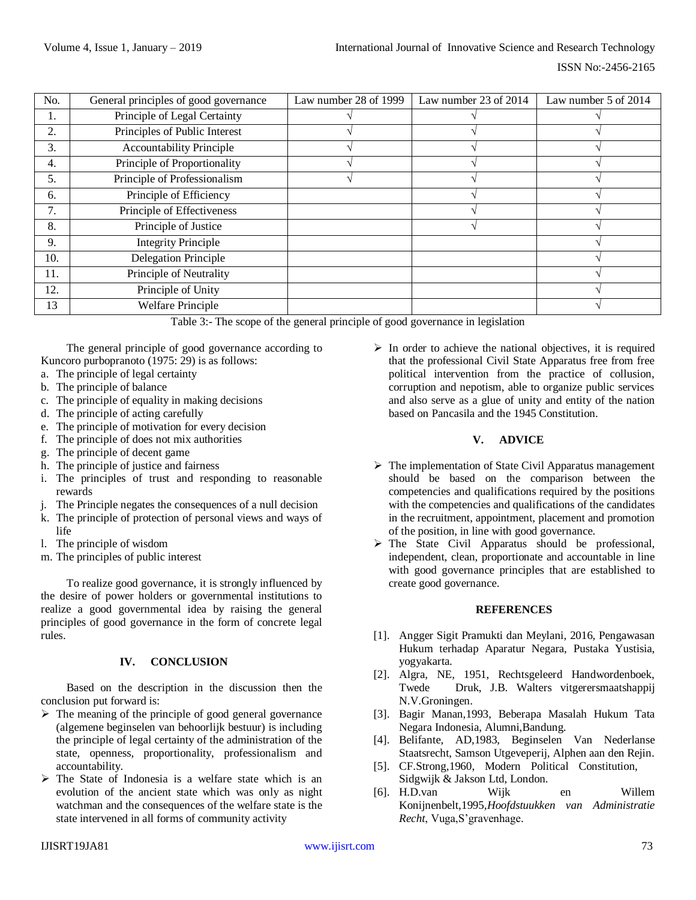| No. | General principles of good governance | Law number 28 of 1999 | Law number 23 of 2014 | Law number 5 of 2014 |
|---|---|---|---|---|
| 1. | Principle of Legal Certainty | √ | √ | √ |
| 2. | Principles of Public Interest | √ | √ | √ |
| 3. | Accountability Principle | √ | √ | √ |
| 4. | Principle of Proportionality | √ | √ | √ |
| 5. | Principle of Professionalism | √ | √ | √ |
| 6. | Principle of Efficiency | | √ | √ |
| 7. | Principle of Effectiveness | | √ | √ |
| 8. | Principle of Justice | | √ | √ |
| 9. | Integrity Principle | | | √ |
| 10. | Delegation Principle | | | √ |
| 11. | Principle of Neutrality | | | √ |
| 12. | Principle of Unity | | | √ |
| 13 | Welfare Principle | | | √ |

Table 3:- The scope of the general principle of good governance in legislation

The general principle of good governance according to Kuncoro purbopranoto (1975: 29) is as follows:

a. The principle of legal certainty
b. The principle of balance
c. The principle of equality in making decisions
d. The principle of acting carefully
e. The principle of motivation for every decision
f. The principle of does not mix authorities
g. The principle of decent game
h. The principle of justice and fairness
i. The principles of trust and responding to reasonable rewards
j. The Principle negates the consequences of a null decision
k. The principle of protection of personal views and ways of life
l. The principle of wisdom
m. The principles of public interest

To realize good governance, it is strongly influenced by the desire of power holders or governmental institutions to realize a good governmental idea by raising the general principles of good governance in the form of concrete legal rules.

## IV. CONCLUSION

Based on the description in the discussion then the conclusion put forward is:

- The meaning of the principle of good general governance (algemene beginselen van behoorlijk bestuur) is including the principle of legal certainty of the administration of the state, openness, proportionality, professionalism and accountability.
- The State of Indonesia is a welfare state which is an evolution of the ancient state which was only as night watchman and the consequences of the welfare state is the state intervened in all forms of community activity
- In order to achieve the national objectives, it is required that the professional Civil State Apparatus free from free political intervention from the practice of collusion, corruption and nepotism, able to organize public services and also serve as a glue of unity and entity of the nation based on Pancasila and the 1945 Constitution.

## V. ADVICE

- The implementation of State Civil Apparatus management should be based on the comparison between the competencies and qualifications required by the positions with the competencies and qualifications of the candidates in the recruitment, appointment, placement and promotion of the position, in line with good governance.
- The State Civil Apparatus should be professional, independent, clean, proportionate and accountable in line with good governance principles that are established to create good governance.

## REFERENCES

[1]. Angger Sigit Pramukti dan Meylani, 2016, Pengawasan Hukum terhadap Aparatur Negara, Pustaka Yustisia, yogyakarta.

[2]. Algra, NE, 1951, Rechtsgeleerd Handwordenboek, Twede Druk, J.B. Walters vitgerersmaatshappij N.V.Groningen.

[3]. Bagir Manan,1993, Beberapa Masalah Hukum Tata Negara Indonesia, Alumni,Bandung.

[4]. Belifante, AD,1983, Beginselen Van Nederlanse Staatsrecht, Samson Utgeveperij, Alphen aan den Rejin.

[5]. CF.Strong,1960, Modern Political Constitution, Sidgwijk & Jakson Ltd, London.

[6]. H.D.van Wijk en Willem Konijnenbelt,1995,*Hoofdstuukken van Administratie Recht*, Vuga,S'gravenhage.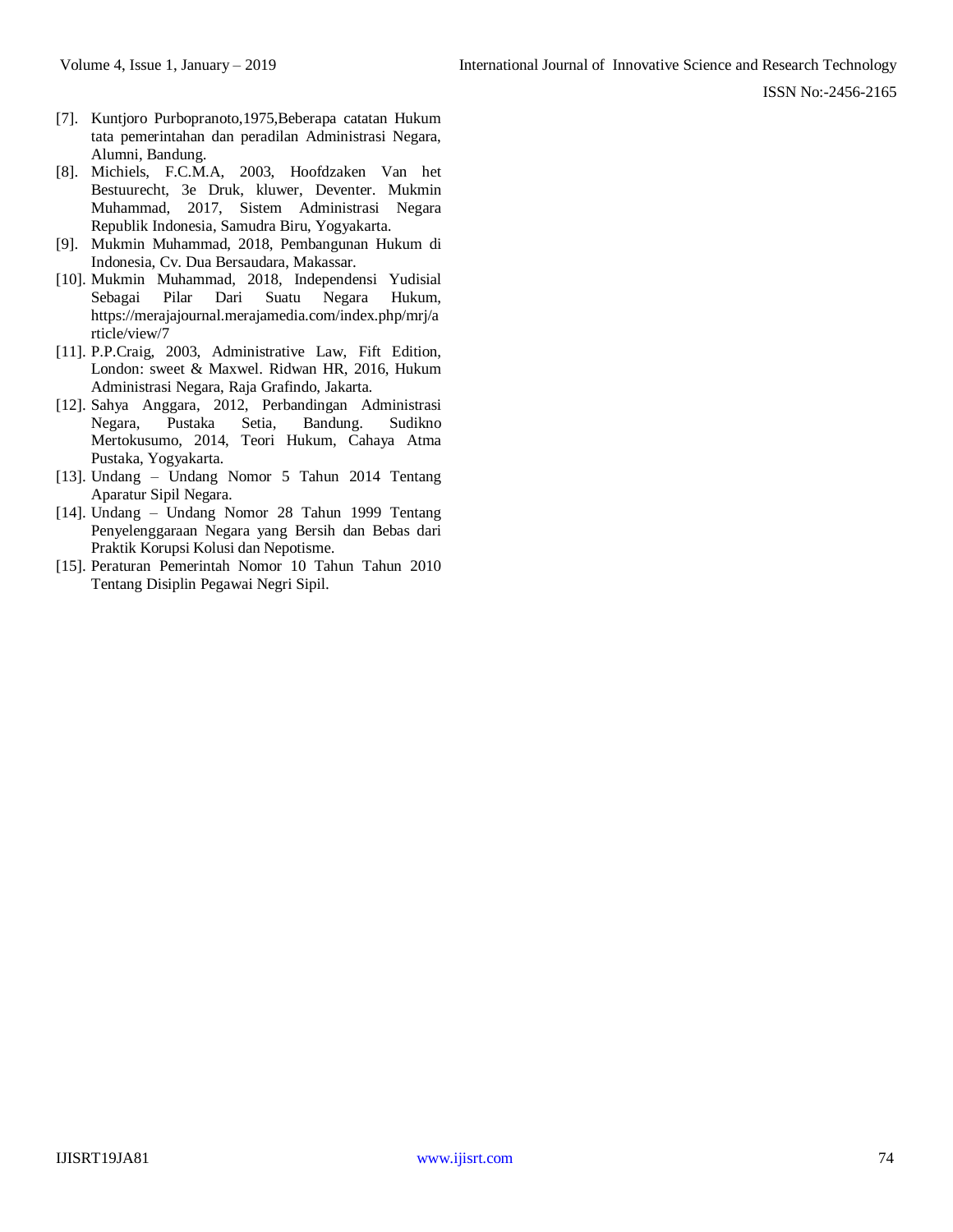[7]. Kuntjoro Purbopranoto,1975,Beberapa catatan Hukum tata pemerintahan dan peradilan Administrasi Negara, Alumni, Bandung.

[8]. Michiels, F.C.M.A, 2003, Hoofdzaken Van het Bestuurecht, 3e Druk, kluwer, Deventer. Mukmin Muhammad, 2017, Sistem Administrasi Negara Republik Indonesia, Samudra Biru, Yogyakarta.

[9]. Mukmin Muhammad, 2018, Pembangunan Hukum di Indonesia, Cv. Dua Bersaudara, Makassar.

[10]. Mukmin Muhammad, 2018, Independensi Yudisial Sebagai Pilar Dari Suatu Negara Hukum, https://merajajournal.merajamedia.com/index.php/mrj/article/view/7

[11]. P.P.Craig, 2003, Administrative Law, Fift Edition, London: sweet & Maxwel. Ridwan HR, 2016, Hukum Administrasi Negara, Raja Grafindo, Jakarta.

[12]. Sahya Anggara, 2012, Perbandingan Administrasi Negara, Pustaka Setia, Bandung. Sudikno Mertokusumo, 2014, Teori Hukum, Cahaya Atma Pustaka, Yogyakarta.

[13]. Undang – Undang Nomor 5 Tahun 2014 Tentang Aparatur Sipil Negara.

[14]. Undang – Undang Nomor 28 Tahun 1999 Tentang Penyelenggaraan Negara yang Bersih dan Bebas dari Praktik Korupsi Kolusi dan Nepotisme.

[15]. Peraturan Pemerintah Nomor 10 Tahun Tahun 2010 Tentang Disiplin Pegawai Negri Sipil.